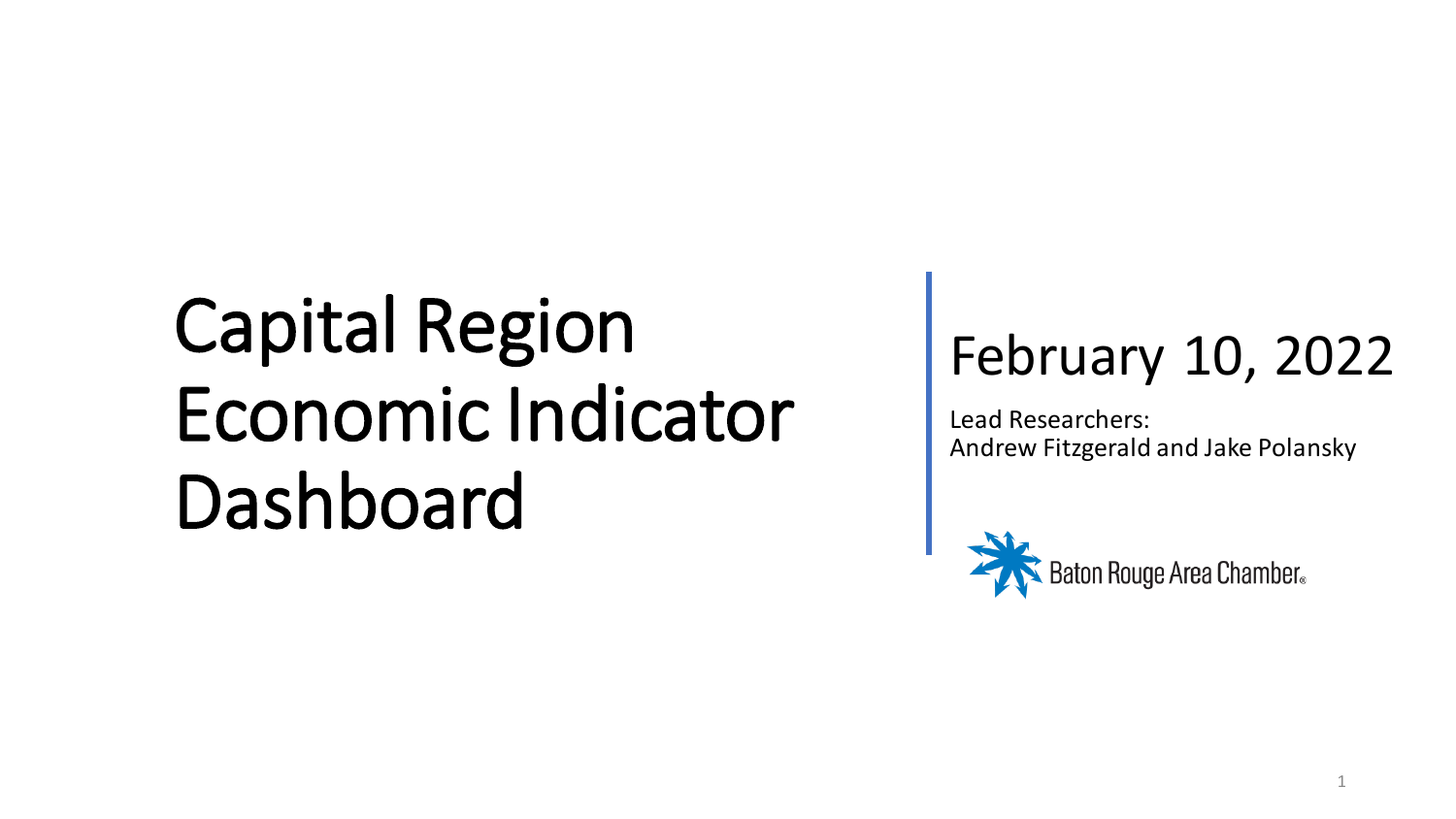# Capital Region Economic Indicator Dashboard

## February 10, 2022

Lead Researchers:
Andrew Fitzgerald and Jake Polansky

Baton Rouge Area Chamber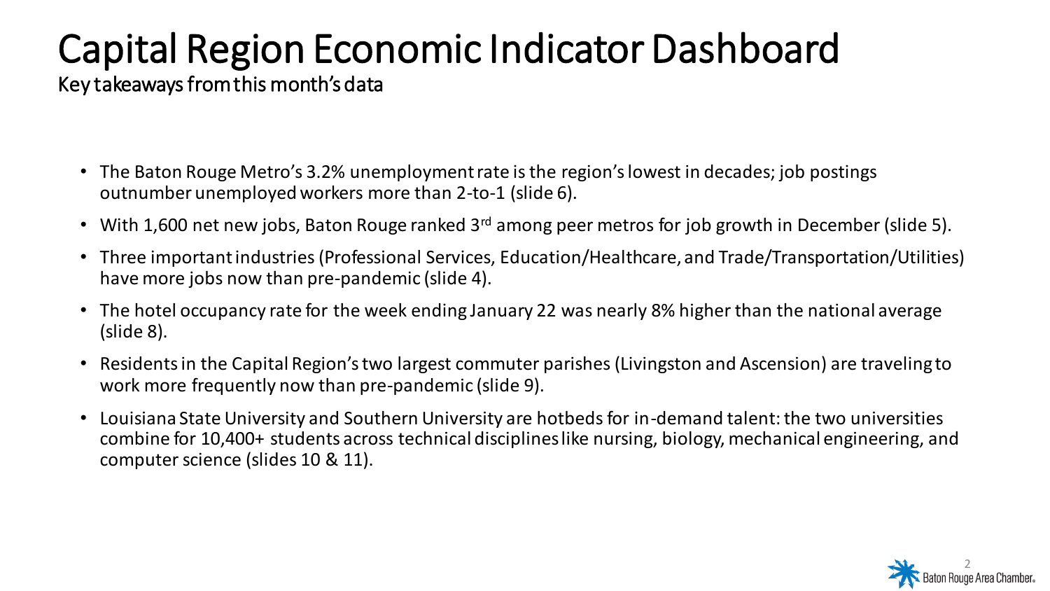# Capital Region Economic Indicator Dashboard

Key takeaways from this month's data

- The Baton Rouge Metro's 3.2% unemployment rate is the region's lowest in decades; job postings outnumber unemployed workers more than 2-to-1 (slide 6).
- With 1,600 net new jobs, Baton Rouge ranked 3rd among peer metros for job growth in December (slide 5).
- Three important industries (Professional Services, Education/Healthcare, and Trade/Transportation/Utilities) have more jobs now than pre-pandemic (slide 4).
- The hotel occupancy rate for the week ending January 22 was nearly 8% higher than the national average (slide 8).
- Residents in the Capital Region's two largest commuter parishes (Livingston and Ascension) are traveling to work more frequently now than pre-pandemic (slide 9).
- Louisiana State University and Southern University are hotbeds for in-demand talent: the two universities combine for 10,400+ students across technical disciplines like nursing, biology, mechanical engineering, and computer science (slides 10 & 11).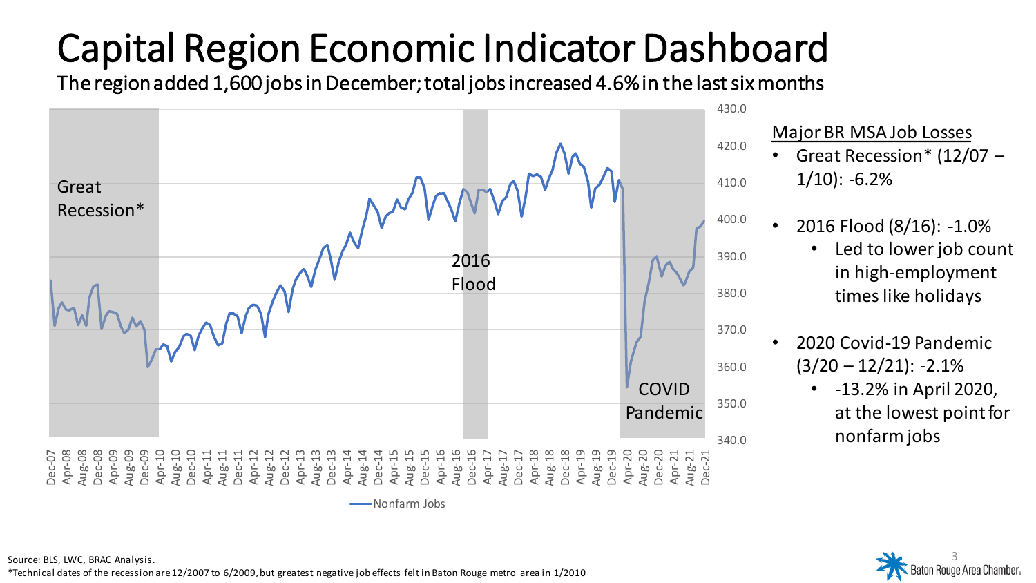# Capital Region Economic Indicator Dashboard

## The region added 1,600 jobs in December; total jobs increased 4.6% in the last six months

Great Recession*

2016 Flood

COVID Pandemic

Nonfarm Jobs

**Major BR MSA Job Losses**

- Great Recession* (12/07 – 1/10): -6.2%
- 2016 Flood (8/16): -1.0%
  - Led to lower job count in high-employment times like holidays
- 2020 Covid-19 Pandemic (3/20 – 12/21): -2.1%
  - -13.2% in April 2020, at the lowest point for nonfarm jobs

Source: BLS, LWC, BRAC Analysis.

*Technical dates of the recession are 12/2007 to 6/2009, but greatest negative job effects felt in Baton Rouge metro area in 1/2010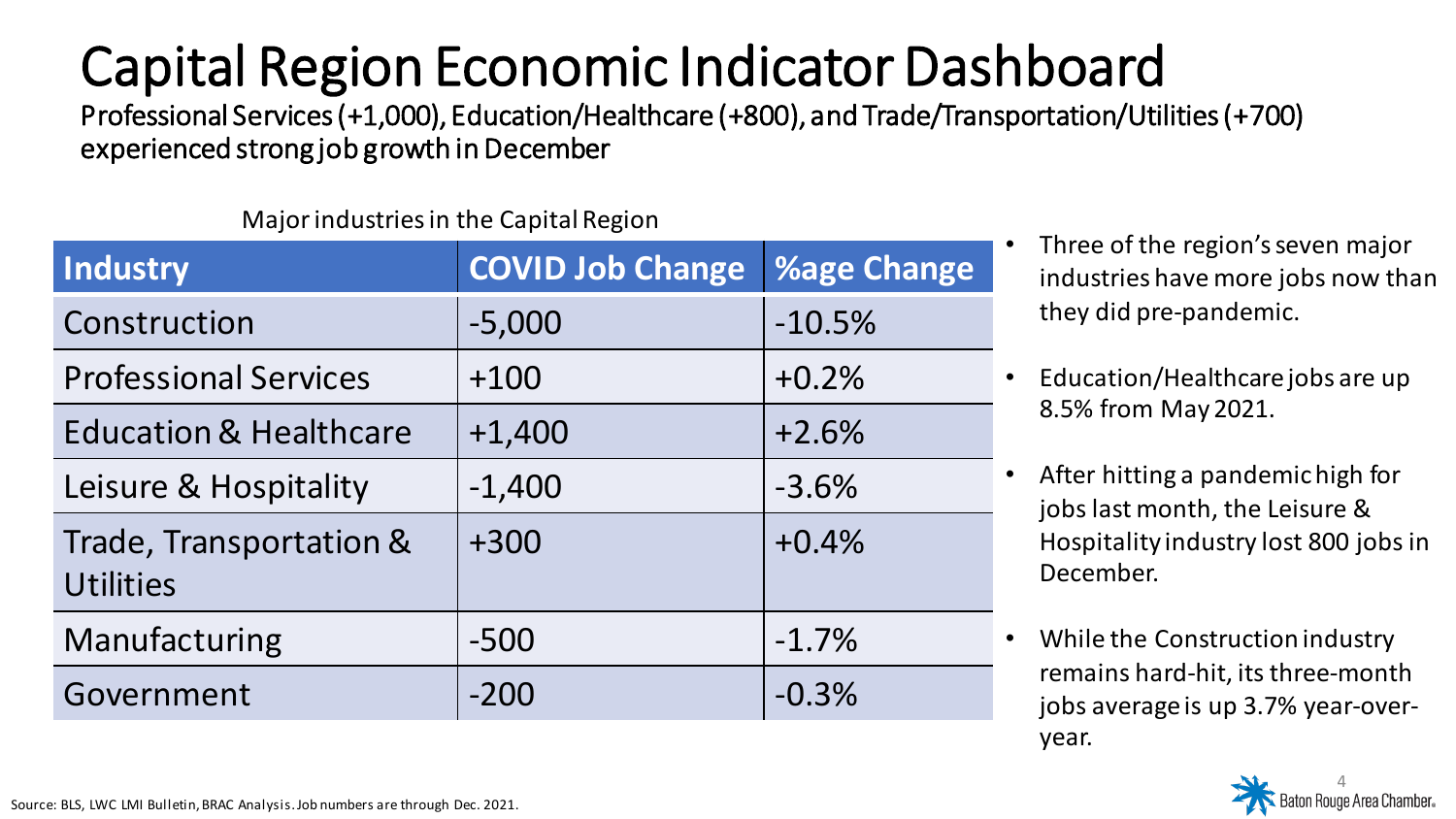# Capital Region Economic Indicator Dashboard

Professional Services (+1,000), Education/Healthcare (+800), and Trade/Transportation/Utilities (+700) experienced strong job growth in December

Major industries in the Capital Region

| Industry | COVID Job Change | %age Change |
|---|---|---|
| Construction | -5,000 | -10.5% |
| Professional Services | +100 | +0.2% |
| Education & Healthcare | +1,400 | +2.6% |
| Leisure & Hospitality | -1,400 | -3.6% |
| Trade, Transportation & Utilities | +300 | +0.4% |
| Manufacturing | -500 | -1.7% |
| Government | -200 | -0.3% |

- Three of the region's seven major industries have more jobs now than they did pre-pandemic.
- Education/Healthcare jobs are up 8.5% from May 2021.
- After hitting a pandemic high for jobs last month, the Leisure & Hospitality industry lost 800 jobs in December.
- While the Construction industry remains hard-hit, its three-month jobs average is up 3.7% year-over-year.

Source: BLS, LWC LMI Bulletin, BRAC Analysis. Job numbers are through Dec. 2021.

Baton Rouge Area Chamber.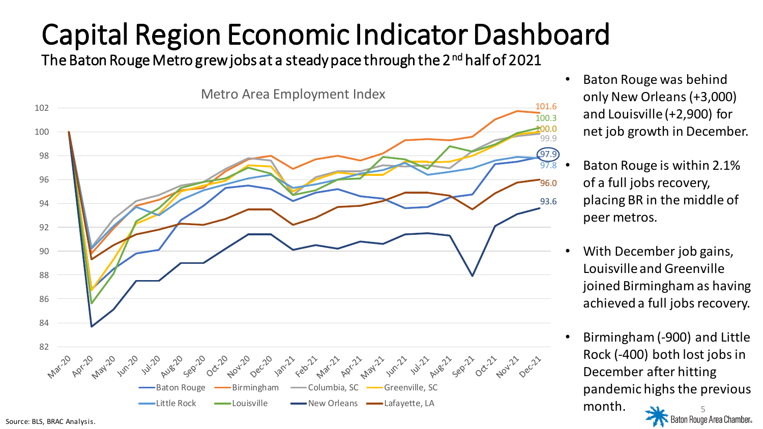# Capital Region Economic Indicator Dashboard

The Baton Rouge Metro grew jobs at a steady pace through the 2nd half of 2021

**Metro Area Employment Index**

| Metro | Dec-21 |
|---|---|
| Birmingham | 101.6 |
| Louisville | 100.3 |
| Greenville, SC | 100.0 |
| Columbia, SC | 99.9 |
| Baton Rouge | 97.9 |
| Little Rock | 97.8 |
| Lafayette, LA | 96.0 |
| New Orleans | 93.6 |

- Baton Rouge was behind only New Orleans (+3,000) and Louisville (+2,900) for net job growth in December.
- Baton Rouge is within 2.1% of a full jobs recovery, placing BR in the middle of peer metros.
- With December job gains, Louisville and Greenville joined Birmingham as having achieved a full jobs recovery.
- Birmingham (-900) and Little Rock (-400) both lost jobs in December after hitting pandemic highs the previous month.

Source: BLS, BRAC Analysis.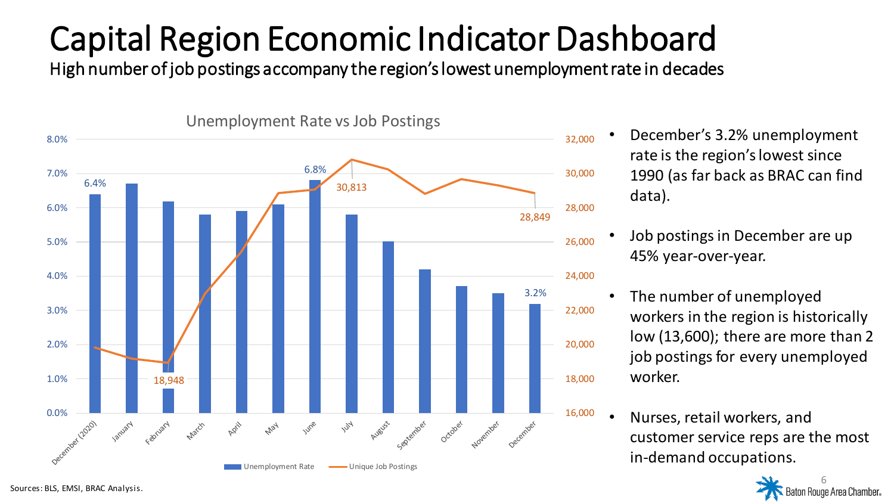# Capital Region Economic Indicator Dashboard

High number of job postings accompany the region's lowest unemployment rate in decades

Unemployment Rate vs Job Postings

| Month | Unemployment Rate | Unique Job Postings |
|---|---|---|
| December (2020) | 6.4% | |
| January | | |
| February | | 18,948 |
| March | | |
| April | | |
| May | | |
| June | 6.8% | |
| July | | 30,813 |
| August | | |
| September | | |
| October | | |
| November | | |
| December | 3.2% | 28,849 |

- December's 3.2% unemployment rate is the region's lowest since 1990 (as far back as BRAC can find data).
- Job postings in December are up 45% year-over-year.
- The number of unemployed workers in the region is historically low (13,600); there are more than 2 job postings for every unemployed worker.
- Nurses, retail workers, and customer service reps are the most in-demand occupations.

Sources: BLS, EMSI, BRAC Analysis.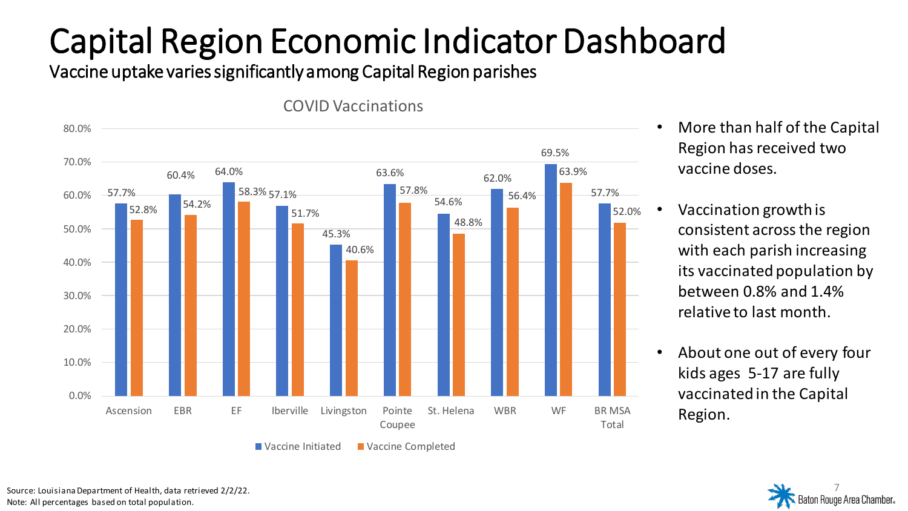# Capital Region Economic Indicator Dashboard

## Vaccine uptake varies significantly among Capital Region parishes

**COVID Vaccinations**

| Parish | Vaccine Initiated | Vaccine Completed |
|---|---|---|
| Ascension | 57.7% | 52.8% |
| EBR | 60.4% | 54.2% |
| EF | 64.0% | 58.3% |
| Iberville | 57.1% | 51.7% |
| Livingston | 45.3% | 40.6% |
| Pointe Coupee | 63.6% | 57.8% |
| St. Helena | 54.6% | 48.8% |
| WBR | 62.0% | 56.4% |
| WF | 69.5% | 63.9% |
| BR MSA Total | 57.7% | 52.0% |

- More than half of the Capital Region has received two vaccine doses.
- Vaccination growth is consistent across the region with each parish increasing its vaccinated population by between 0.8% and 1.4% relative to last month.
- About one out of every four kids ages 5-17 are fully vaccinated in the Capital Region.

Source: Louisiana Department of Health, data retrieved 2/2/22.
Note: All percentages based on total population.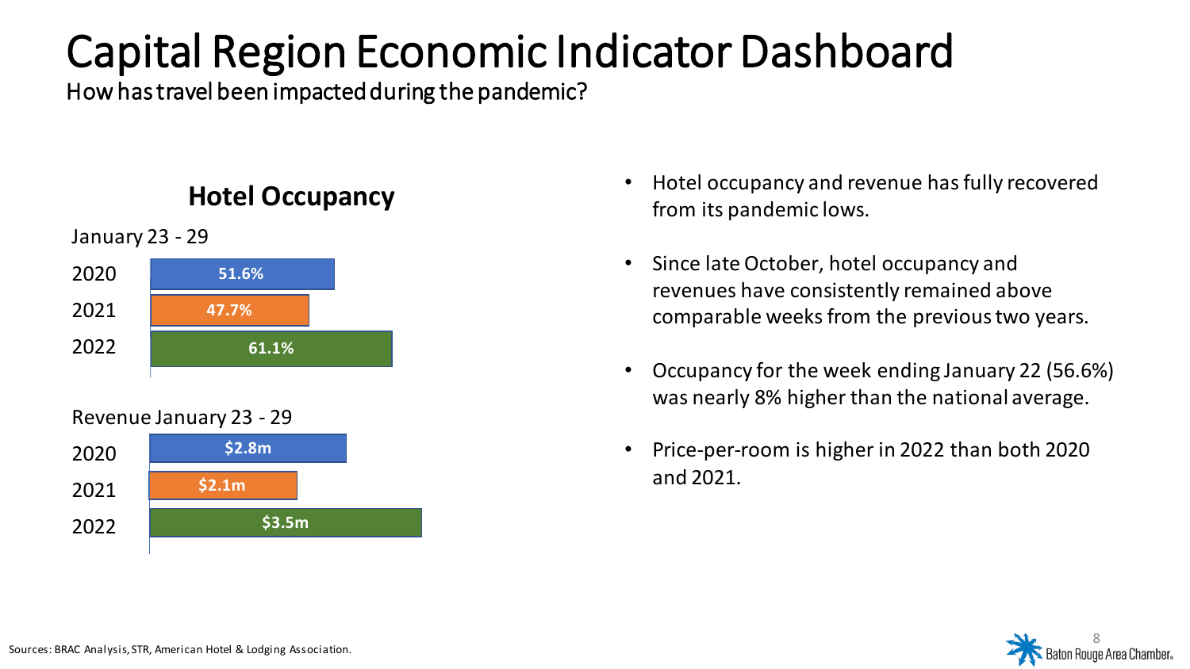# Capital Region Economic Indicator Dashboard

How has travel been impacted during the pandemic?

## Hotel Occupancy

January 23 - 29

| Year | Occupancy |
| --- | --- |
| 2020 | 51.6% |
| 2021 | 47.7% |
| 2022 | 61.1% |

Revenue January 23 - 29

| Year | Revenue |
| --- | --- |
| 2020 | $2.8m |
| 2021 | $2.1m |
| 2022 | $3.5m |

- Hotel occupancy and revenue has fully recovered from its pandemic lows.
- Since late October, hotel occupancy and revenues have consistently remained above comparable weeks from the previous two years.
- Occupancy for the week ending January 22 (56.6%) was nearly 8% higher than the national average.
- Price-per-room is higher in 2022 than both 2020 and 2021.

Sources: BRAC Analysis, STR, American Hotel & Lodging Association.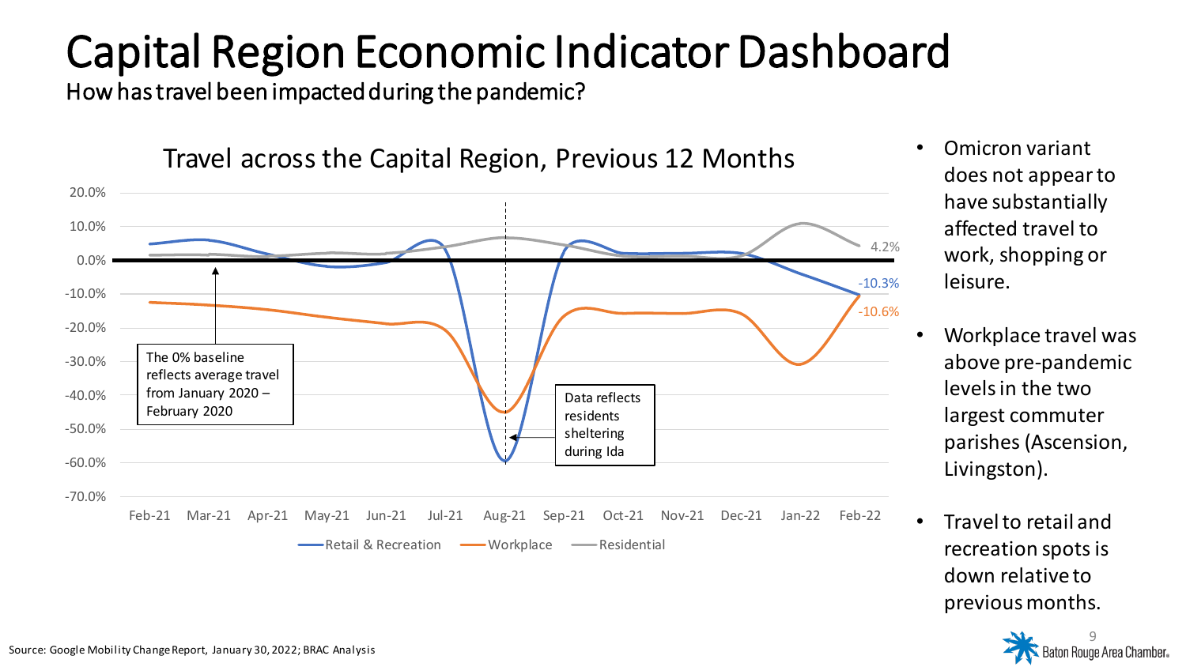# Capital Region Economic Indicator Dashboard

How has travel been impacted during the pandemic?

Travel across the Capital Region, Previous 12 Months

20.0%
10.0%
0.0%
-10.0%
-20.0%
-30.0%
-40.0%
-50.0%
-60.0%
-70.0%

Feb-21 Mar-21 Apr-21 May-21 Jun-21 Jul-21 Aug-21 Sep-21 Oct-21 Nov-21 Dec-21 Jan-22 Feb-22

4.2%
-10.3%
-10.6%

The 0% baseline reflects average travel from January 2020 – February 2020

Data reflects residents sheltering during Ida

Retail & Recreation — Workplace — Residential

- Omicron variant does not appear to have substantially affected travel to work, shopping or leisure.
- Workplace travel was above pre-pandemic levels in the two largest commuter parishes (Ascension, Livingston).
- Travel to retail and recreation spots is down relative to previous months.

Source: Google Mobility Change Report, January 30, 2022; BRAC Analysis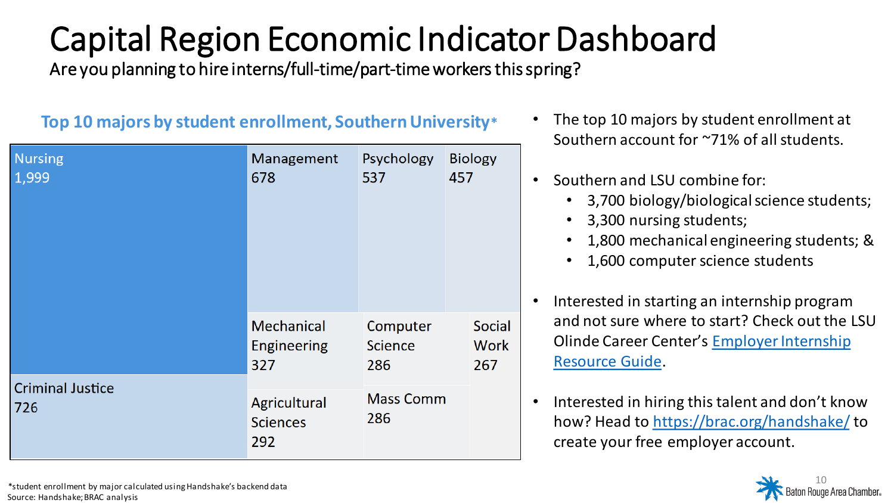# Capital Region Economic Indicator Dashboard

Are you planning to hire interns/full-time/part-time workers this spring?

## Top 10 majors by student enrollment, Southern University*

| Major | Enrollment |
| --- | --- |
| Nursing | 1,999 |
| Criminal Justice | 726 |
| Management | 678 |
| Psychology | 537 |
| Biology | 457 |
| Mechanical Engineering | 327 |
| Agricultural Sciences | 292 |
| Computer Science | 286 |
| Mass Comm | 286 |
| Social Work | 267 |

- The top 10 majors by student enrollment at Southern account for ~71% of all students.
- Southern and LSU combine for:
  - 3,700 biology/biological science students;
  - 3,300 nursing students;
  - 1,800 mechanical engineering students; &
  - 1,600 computer science students
- Interested in starting an internship program and not sure where to start? Check out the LSU Olinde Career Center's Employer Internship Resource Guide.
- Interested in hiring this talent and don't know how? Head to https://brac.org/handshake/ to create your free employer account.

*student enrollment by major calculated using Handshake's backend data

Source: Handshake; BRAC analysis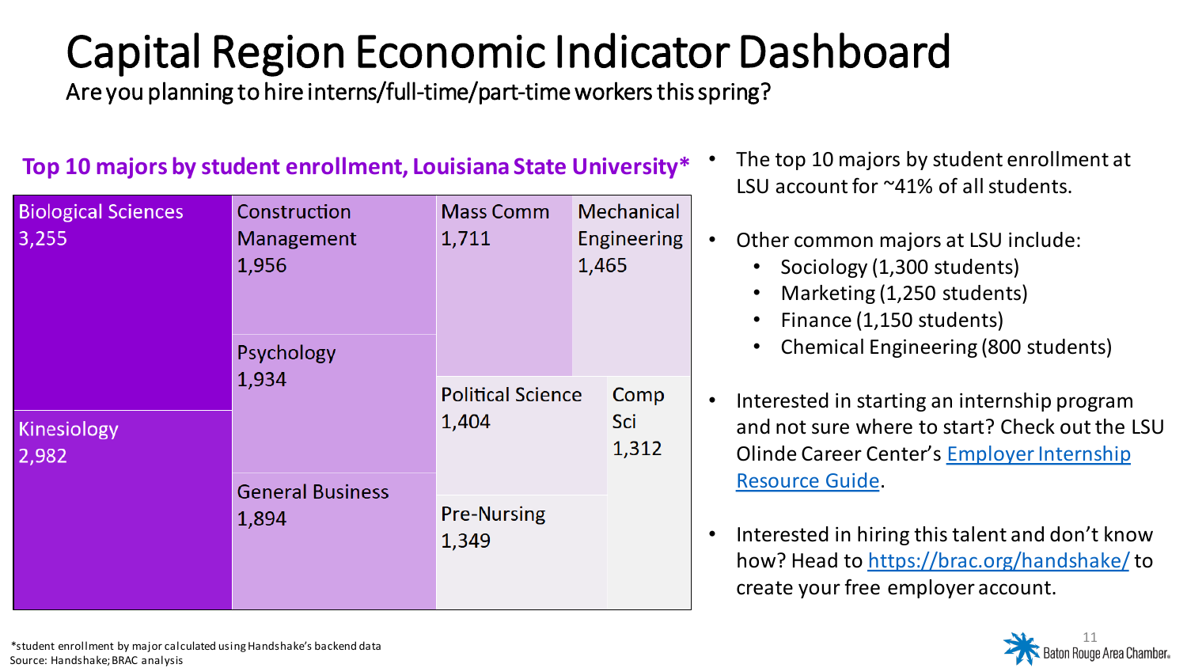# Capital Region Economic Indicator Dashboard

## Are you planning to hire interns/full-time/part-time workers this spring?

**Top 10 majors by student enrollment, Louisiana State University***

Biological Sciences
3,255

Kinesiology
2,982

Construction Management
1,956

Psychology
1,934

General Business
1,894

Mass Comm
1,711

Mechanical Engineering
1,465

Political Science
1,404

Comp Sci
1,312

Pre-Nursing
1,349

- The top 10 majors by student enrollment at LSU account for ~41% of all students.
- Other common majors at LSU include:
  - Sociology (1,300 students)
  - Marketing (1,250 students)
  - Finance (1,150 students)
  - Chemical Engineering (800 students)
- Interested in starting an internship program and not sure where to start? Check out the LSU Olinde Career Center's Employer Internship Resource Guide.
- Interested in hiring this talent and don't know how? Head to https://brac.org/handshake/ to create your free employer account.

*student enrollment by major calculated using Handshake's backend data
Source: Handshake; BRAC analysis

Baton Rouge Area Chamber